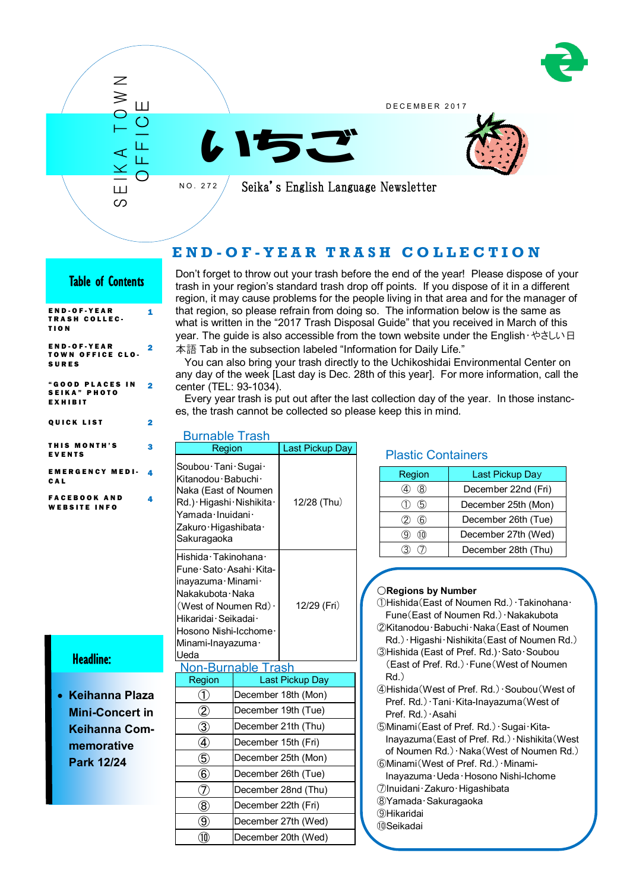SEIKA TOWN OFFICE

DECEMBER 2017

# いちご

NO. 272

Seika's English Language Newsletter

## Table of Contents

| | |
|---|---|
| END-OF-YEAR TRASH COLLECTION | 1 |
| END-OF-YEAR TOWN OFFICE CLOSURES | 2 |
| "GOOD PLACES IN SEIKA" PHOTO EXHIBIT | 2 |
| QUICK LIST | 2 |
| THIS MONTH'S EVENTS | 3 |
| EMERGENCY MEDICAL | 4 |
| FACEBOOK AND WEBSITE INFO | 4 |

## Headline:

- **Keihanna Plaza Mini-Concert in Keihanna Commemorative Park 12/24**

## END-OF-YEAR TRASH COLLECTION

Don't forget to throw out your trash before the end of the year! Please dispose of your trash in your region's standard trash drop off points. If you dispose of it in a different region, it may cause problems for the people living in that area and for the manager of that region, so please refrain from doing so. The information below is the same as what is written in the "2017 Trash Disposal Guide" that you received in March of this year. The guide is also accessible from the town website under the English･やさしい日本語 Tab in the subsection labeled "Information for Daily Life."

You can also bring your trash directly to the Uchikoshidai Environmental Center on any day of the week [Last day is Dec. 28th of this year]. For more information, call the center (TEL: 93-1034).

Every year trash is put out after the last collection day of the year. In those instances, the trash cannot be collected so please keep this in mind.

### Burnable Trash

| Region | Last Pickup Day |
|---|---|
| Soubou･Tani･Sugai･Kitanodou･Babuchi･Naka (East of Noumen Rd.)･Higashi･Nishikita･Yamada･Inuidani･Zakuro･Higashibata･Sakuragaoka | 12/28 (Thu) |
| Hishida･Takinohana･Fune･Sato･Asahi･Kita-inayazuma･Minami･Nakakubota･Naka (West of Noumen Rd)･Hikaridai･Seikadai･Hosono Nishi-Icchome･Minami-Inayazuma･Ueda | 12/29 (Fri) |

### Non-Burnable Trash

| Region | Last Pickup Day |
|---|---|
| ① | December 18th (Mon) |
| ② | December 19th (Tue) |
| ③ | December 21th (Thu) |
| ④ | December 15th (Fri) |
| ⑤ | December 25th (Mon) |
| ⑥ | December 26th (Tue) |
| ⑦ | December 28nd (Thu) |
| ⑧ | December 22th (Fri) |
| ⑨ | December 27th (Wed) |
| ⑩ | December 20th (Wed) |

### Plastic Containers

| Region | Last Pickup Day |
|---|---|
| ④ ⑧ | December 22nd (Fri) |
| ① ⑤ | December 25th (Mon) |
| ② ⑥ | December 26th (Tue) |
| ⑨ ⑩ | December 27th (Wed) |
| ③ ⑦ | December 28th (Thu) |

**○Regions by Number**

①Hishida (East of Noumen Rd.)･Takinohana･Fune (East of Noumen Rd.)･Nakakubota

②Kitanodou･Babuchi･Naka (East of Noumen Rd.)･Higashi･Nishikita (East of Noumen Rd.)

③Hishida (East of Pref. Rd.)･Sato･Soubou (East of Pref. Rd.)･Fune (West of Noumen Rd.)

④Hishida (West of Pref. Rd.)･Soubou (West of Pref. Rd.)･Tani･Kita-Inayazuma (West of Pref. Rd.)･Asahi

⑤Minami (East of Pref. Rd.)･Sugai･Kita-Inayazuma (East of Pref. Rd.)･Nishikita (West of Noumen Rd.)･Naka (West of Noumen Rd.)

⑥Minami (West of Pref. Rd.)･Minami-Inayazuma･Ueda･Hosono Nishi-Ichome

⑦Inuidani･Zakuro･Higashibata

⑧Yamada･Sakuragaoka

⑨Hikaridai

⑩Seikadai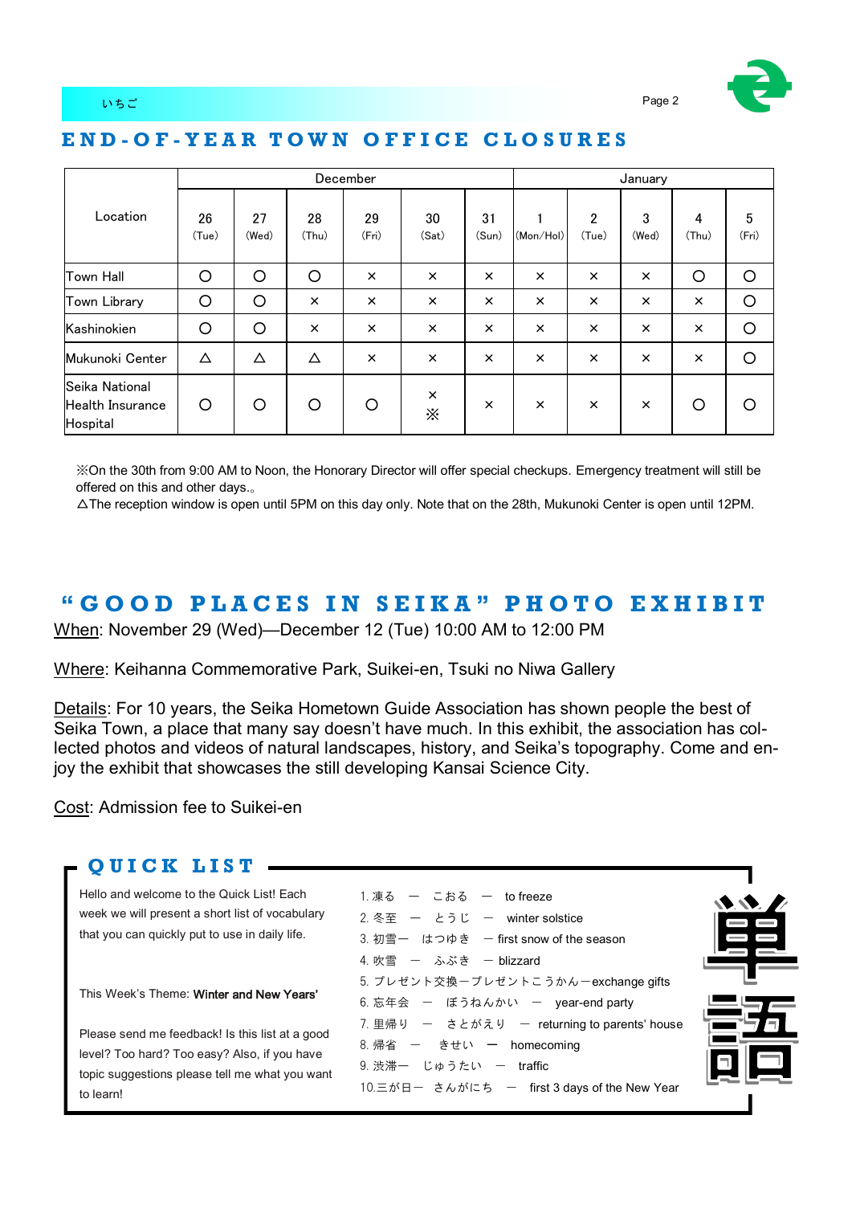## END-OF-YEAR TOWN OFFICE CLOSURES

| Location | December | | | | | | January | | | | |
|---|---|---|---|---|---|---|---|---|---|---|---|
| | 26 (Tue) | 27 (Wed) | 28 (Thu) | 29 (Fri) | 30 (Sat) | 31 (Sun) | 1 (Mon/Hol) | 2 (Tue) | 3 (Wed) | 4 (Thu) | 5 (Fri) |
| Town Hall | ○ | ○ | ○ | × | × | × | × | × | × | ○ | ○ |
| Town Library | ○ | ○ | × | × | × | × | × | × | × | × | ○ |
| Kashinokien | ○ | ○ | × | × | × | × | × | × | × | × | ○ |
| Mukunoki Center | △ | △ | △ | × | × | × | × | × | × | × | ○ |
| Seika National Health Insurance Hospital | ○ | ○ | ○ | ○ | × ※ | × | × | × | × | ○ | ○ |

※On the 30th from 9:00 AM to Noon, the Honorary Director will offer special checkups. Emergency treatment will still be offered on this and other days.。
△The reception window is open until 5PM on this day only. Note that on the 28th, Mukunoki Center is open until 12PM.

## "GOOD PLACES IN SEIKA" PHOTO EXHIBIT

When: November 29 (Wed)—December 12 (Tue) 10:00 AM to 12:00 PM

Where: Keihanna Commemorative Park, Suikei-en, Tsuki no Niwa Gallery

Details: For 10 years, the Seika Hometown Guide Association has shown people the best of Seika Town, a place that many say doesn't have much. In this exhibit, the association has collected photos and videos of natural landscapes, history, and Seika's topography. Come and enjoy the exhibit that showcases the still developing Kansai Science City.

Cost: Admission fee to Suikei-en

## QUICK LIST

Hello and welcome to the Quick List! Each week we will present a short list of vocabulary that you can quickly put to use in daily life.

This Week's Theme: **Winter and New Years'**

Please send me feedback! Is this list at a good level? Too hard? Too easy? Also, if you have topic suggestions please tell me what you want to learn!

1. 凍る ー こおる ー to freeze
2. 冬至 ー とうじ ー winter solstice
3. 初雪ー はつゆき ー first snow of the season
4. 吹雪 ー ふぶき ー blizzard
5. プレゼント交換ープレゼントこうかんーexchange gifts
6. 忘年会 ー ぼうねんかい ー year-end party
7. 里帰り ー さとがえり ー returning to parents' house
8. 帰省 ー きせい ー homecoming
9. 渋滞ー じゅうたい ー traffic
10. 三が日ー さんがにち ー first 3 days of the New Year

単語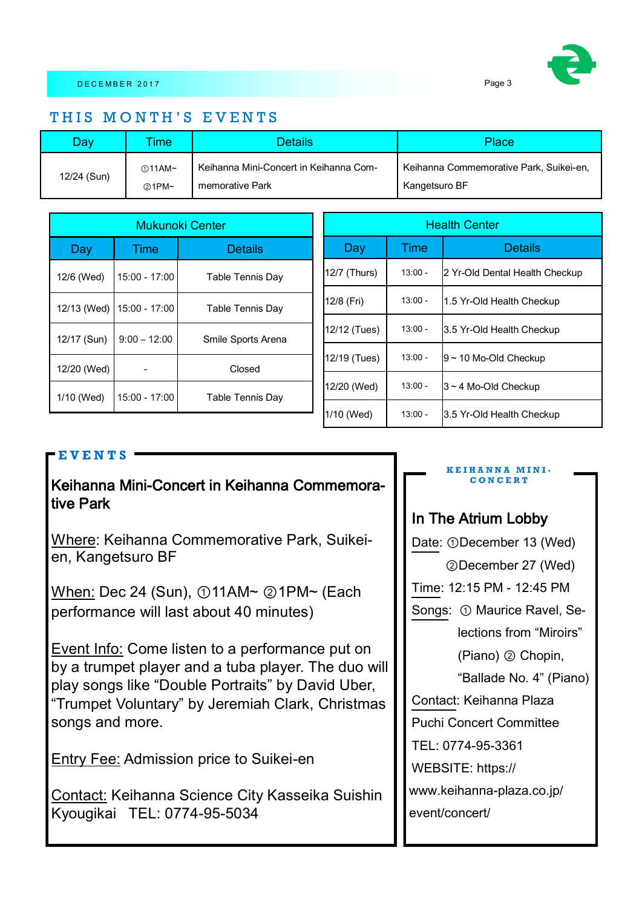## THIS MONTH'S EVENTS

| Day | Time | Details | Place |
|---|---|---|---|
| 12/24 (Sun) | ①11AM~ ②1PM~ | Keihanna Mini-Concert in Keihanna Commemorative Park | Keihanna Commemorative Park, Suikei-en, Kangetsuro BF |

| Mukunoki Center | | |
|---|---|---|
| Day | Time | Details |
| 12/6 (Wed) | 15:00 - 17:00 | Table Tennis Day |
| 12/13 (Wed) | 15:00 - 17:00 | Table Tennis Day |
| 12/17 (Sun) | 9:00 – 12:00 | Smile Sports Arena |
| 12/20 (Wed) | - | Closed |
| 1/10 (Wed) | 15:00 - 17:00 | Table Tennis Day |

| Health Center | | |
|---|---|---|
| Day | Time | Details |
| 12/7 (Thurs) | 13:00 - | 2 Yr-Old Dental Health Checkup |
| 12/8 (Fri) | 13:00 - | 1.5 Yr-Old Health Checkup |
| 12/12 (Tues) | 13:00 - | 3.5 Yr-Old Health Checkup |
| 12/19 (Tues) | 13:00 - | 9 ~ 10 Mo-Old Checkup |
| 12/20 (Wed) | 13:00 - | 3 ~ 4 Mo-Old Checkup |
| 1/10 (Wed) | 13:00 - | 3.5 Yr-Old Health Checkup |

## EVENTS

### Keihanna Mini-Concert in Keihanna Commemorative Park

Where: Keihanna Commemorative Park, Suikei-en, Kangetsuro BF

When: Dec 24 (Sun), ①11AM~ ②1PM~ (Each performance will last about 40 minutes)

Event Info: Come listen to a performance put on by a trumpet player and a tuba player. The duo will play songs like "Double Portraits" by David Uber, "Trumpet Voluntary" by Jeremiah Clark, Christmas songs and more.

Entry Fee: Admission price to Suikei-en

Contact: Keihanna Science City Kasseika Suishin Kyougikai TEL: 0774-95-5034

## KEIHANNA MINI-CONCERT

### In The Atrium Lobby

Date: ①December 13 (Wed)
②December 27 (Wed)

Time: 12:15 PM - 12:45 PM

Songs: ① Maurice Ravel, Selections from "Miroirs" (Piano) ② Chopin, "Ballade No. 4" (Piano)

Contact: Keihanna Plaza Puchi Concert Committee

TEL: 0774-95-3361

WEBSITE: https://www.keihanna-plaza.co.jp/event/concert/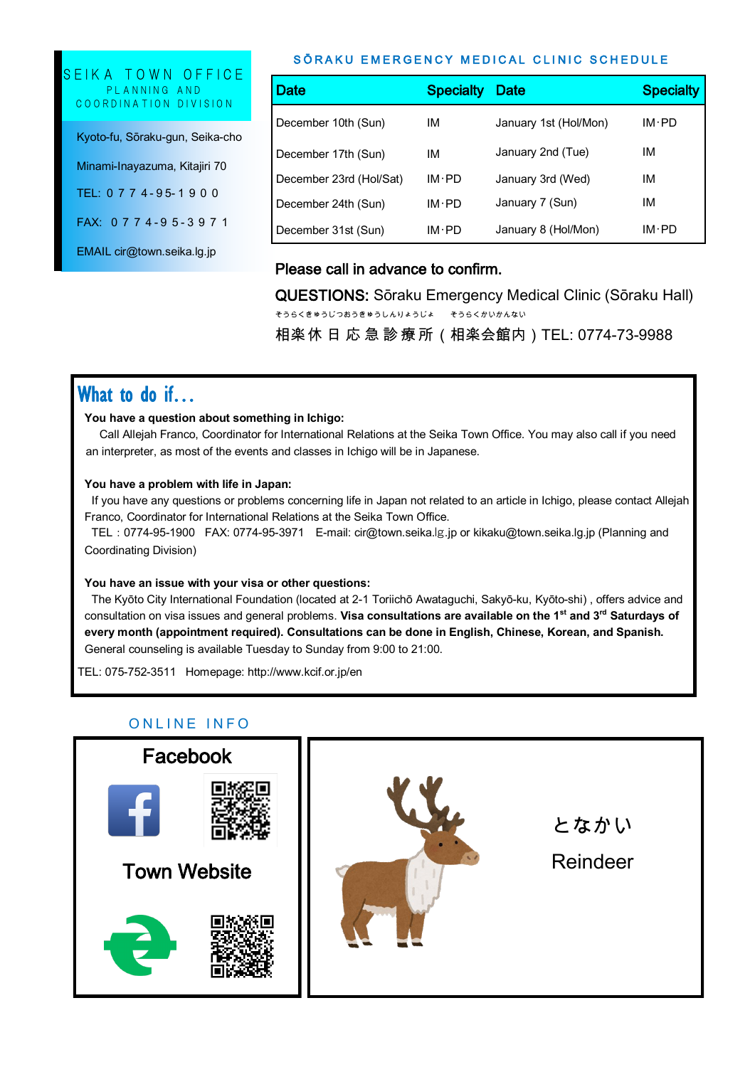SEIKA TOWN OFFICE

PLANNING AND COORDINATION DIVISION

Kyoto-fu, Sōraku-gun, Seika-cho

Minami-Inayazuma, Kitajiri 70

TEL: 0774-95-1900

FAX: 0774-95-3971

EMAIL cir@town.seika.lg.jp

## SŌRAKU EMERGENCY MEDICAL CLINIC SCHEDULE

| Date | Specialty | Date | Specialty |
|---|---|---|---|
| December 10th (Sun) | IM | January 1st (Hol/Mon) | IM･PD |
| December 17th (Sun) | IM | January 2nd (Tue) | IM |
| December 23rd (Hol/Sat) | IM･PD | January 3rd (Wed) | IM |
| December 24th (Sun) | IM･PD | January 7 (Sun) | IM |
| December 31st (Sun) | IM･PD | January 8 (Hol/Mon) | IM･PD |

Please call in advance to confirm.

**QUESTIONS:** Sōraku Emergency Medical Clinic (Sōraku Hall)

相楽休日応急診療所（相楽会館内）TEL: 0774-73-9988

## What to do if…

**You have a question about something in Ichigo:**

Call Allejah Franco, Coordinator for International Relations at the Seika Town Office. You may also call if you need an interpreter, as most of the events and classes in Ichigo will be in Japanese.

**You have a problem with life in Japan:**

If you have any questions or problems concerning life in Japan not related to an article in Ichigo, please contact Allejah Franco, Coordinator for International Relations at the Seika Town Office.

TEL：0774-95-1900 FAX: 0774-95-3971 E-mail: cir@town.seika.lg.jp or kikaku@town.seika.lg.jp (Planning and Coordinating Division)

**You have an issue with your visa or other questions:**

The Kyōto City International Foundation (located at 2-1 Toriichō Awataguchi, Sakyō-ku, Kyōto-shi) , offers advice and consultation on visa issues and general problems. **Visa consultations are available on the 1st and 3rd Saturdays of every month (appointment required). Consultations can be done in English, Chinese, Korean, and Spanish.** General counseling is available Tuesday to Sunday from 9:00 to 21:00.

TEL: 075-752-3511 Homepage: http://www.kcif.or.jp/en

## ONLINE INFO

Facebook

Town Website

となかい

Reindeer